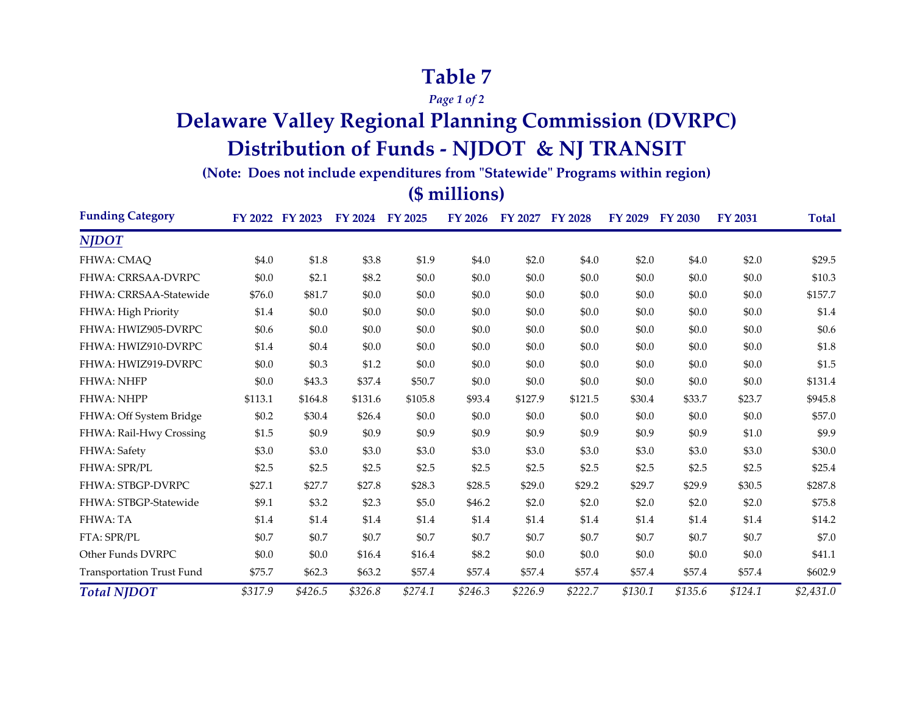# Table 7

*Page 1 of 2*

## Delaware Valley Regional Planning Commission (DVRPC)

## Distribution of Funds - NJDOT & NJ TRANSIT

**(Note: Does not include expenditures from "Statewide" Programs within region)**

**($ millions)**

| Funding Category | FY 2022 | FY 2023 | FY 2024 | FY 2025 | FY 2026 | FY 2027 | FY 2028 | FY 2029 | FY 2030 | FY 2031 | Total |
|---|---|---|---|---|---|---|---|---|---|---|---|
| ***NJDOT*** | | | | | | | | | | | |
| FHWA: CMAQ | $4.0 | $1.8 | $3.8 | $1.9 | $4.0 | $2.0 | $4.0 | $2.0 | $4.0 | $2.0 | $29.5 |
| FHWA: CRRSAA-DVRPC | $0.0 | $2.1 | $8.2 | $0.0 | $0.0 | $0.0 | $0.0 | $0.0 | $0.0 | $0.0 | $10.3 |
| FHWA: CRRSAA-Statewide | $76.0 | $81.7 | $0.0 | $0.0 | $0.0 | $0.0 | $0.0 | $0.0 | $0.0 | $0.0 | $157.7 |
| FHWA: High Priority | $1.4 | $0.0 | $0.0 | $0.0 | $0.0 | $0.0 | $0.0 | $0.0 | $0.0 | $0.0 | $1.4 |
| FHWA: HWIZ905-DVRPC | $0.6 | $0.0 | $0.0 | $0.0 | $0.0 | $0.0 | $0.0 | $0.0 | $0.0 | $0.0 | $0.6 |
| FHWA: HWIZ910-DVRPC | $1.4 | $0.4 | $0.0 | $0.0 | $0.0 | $0.0 | $0.0 | $0.0 | $0.0 | $0.0 | $1.8 |
| FHWA: HWIZ919-DVRPC | $0.0 | $0.3 | $1.2 | $0.0 | $0.0 | $0.0 | $0.0 | $0.0 | $0.0 | $0.0 | $1.5 |
| FHWA: NHFP | $0.0 | $43.3 | $37.4 | $50.7 | $0.0 | $0.0 | $0.0 | $0.0 | $0.0 | $0.0 | $131.4 |
| FHWA: NHPP | $113.1 | $164.8 | $131.6 | $105.8 | $93.4 | $127.9 | $121.5 | $30.4 | $33.7 | $23.7 | $945.8 |
| FHWA: Off System Bridge | $0.2 | $30.4 | $26.4 | $0.0 | $0.0 | $0.0 | $0.0 | $0.0 | $0.0 | $0.0 | $57.0 |
| FHWA: Rail-Hwy Crossing | $1.5 | $0.9 | $0.9 | $0.9 | $0.9 | $0.9 | $0.9 | $0.9 | $0.9 | $1.0 | $9.9 |
| FHWA: Safety | $3.0 | $3.0 | $3.0 | $3.0 | $3.0 | $3.0 | $3.0 | $3.0 | $3.0 | $3.0 | $30.0 |
| FHWA: SPR/PL | $2.5 | $2.5 | $2.5 | $2.5 | $2.5 | $2.5 | $2.5 | $2.5 | $2.5 | $2.5 | $25.4 |
| FHWA: STBGP-DVRPC | $27.1 | $27.7 | $27.8 | $28.3 | $28.5 | $29.0 | $29.2 | $29.7 | $29.9 | $30.5 | $287.8 |
| FHWA: STBGP-Statewide | $9.1 | $3.2 | $2.3 | $5.0 | $46.2 | $2.0 | $2.0 | $2.0 | $2.0 | $2.0 | $75.8 |
| FHWA: TA | $1.4 | $1.4 | $1.4 | $1.4 | $1.4 | $1.4 | $1.4 | $1.4 | $1.4 | $1.4 | $14.2 |
| FTA: SPR/PL | $0.7 | $0.7 | $0.7 | $0.7 | $0.7 | $0.7 | $0.7 | $0.7 | $0.7 | $0.7 | $7.0 |
| Other Funds DVRPC | $0.0 | $0.0 | $16.4 | $16.4 | $8.2 | $0.0 | $0.0 | $0.0 | $0.0 | $0.0 | $41.1 |
| Transportation Trust Fund | $75.7 | $62.3 | $63.2 | $57.4 | $57.4 | $57.4 | $57.4 | $57.4 | $57.4 | $57.4 | $602.9 |
| ***Total NJDOT*** | *$317.9* | *$426.5* | *$326.8* | *$274.1* | *$246.3* | *$226.9* | *$222.7* | *$130.1* | *$135.6* | *$124.1* | *$2,431.0* |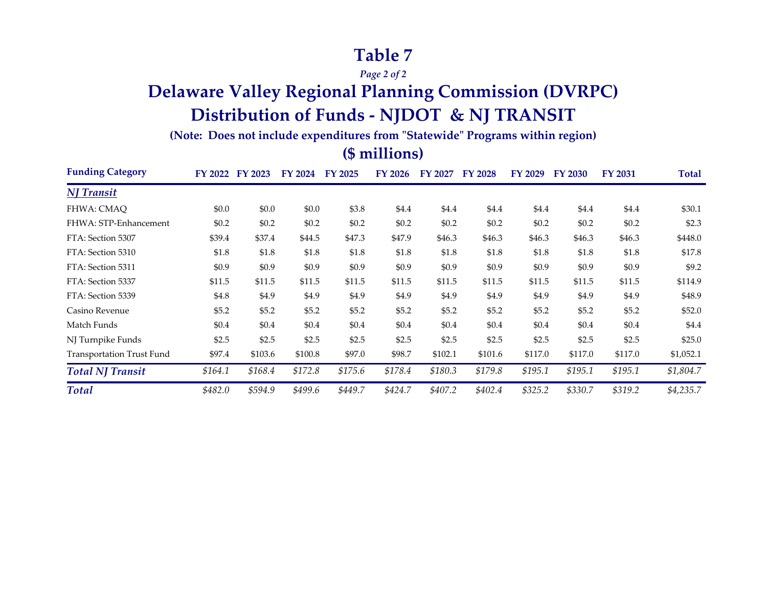# Table 7

*Page 2 of 2*

## Delaware Valley Regional Planning Commission (DVRPC)

## Distribution of Funds - NJDOT & NJ TRANSIT

**(Note: Does not include expenditures from "Statewide" Programs within region)**

**($ millions)**

| Funding Category | FY 2022 | FY 2023 | FY 2024 | FY 2025 | FY 2026 | FY 2027 | FY 2028 | FY 2029 | FY 2030 | FY 2031 | Total |
|---|---|---|---|---|---|---|---|---|---|---|---|
| ***NJ Transit*** | | | | | | | | | | | |
| FHWA: CMAQ | $0.0 | $0.0 | $0.0 | $3.8 | $4.4 | $4.4 | $4.4 | $4.4 | $4.4 | $4.4 | $30.1 |
| FHWA: STP-Enhancement | $0.2 | $0.2 | $0.2 | $0.2 | $0.2 | $0.2 | $0.2 | $0.2 | $0.2 | $0.2 | $2.3 |
| FTA: Section 5307 | $39.4 | $37.4 | $44.5 | $47.3 | $47.9 | $46.3 | $46.3 | $46.3 | $46.3 | $46.3 | $448.0 |
| FTA: Section 5310 | $1.8 | $1.8 | $1.8 | $1.8 | $1.8 | $1.8 | $1.8 | $1.8 | $1.8 | $1.8 | $17.8 |
| FTA: Section 5311 | $0.9 | $0.9 | $0.9 | $0.9 | $0.9 | $0.9 | $0.9 | $0.9 | $0.9 | $0.9 | $9.2 |
| FTA: Section 5337 | $11.5 | $11.5 | $11.5 | $11.5 | $11.5 | $11.5 | $11.5 | $11.5 | $11.5 | $11.5 | $114.9 |
| FTA: Section 5339 | $4.8 | $4.9 | $4.9 | $4.9 | $4.9 | $4.9 | $4.9 | $4.9 | $4.9 | $4.9 | $48.9 |
| Casino Revenue | $5.2 | $5.2 | $5.2 | $5.2 | $5.2 | $5.2 | $5.2 | $5.2 | $5.2 | $5.2 | $52.0 |
| Match Funds | $0.4 | $0.4 | $0.4 | $0.4 | $0.4 | $0.4 | $0.4 | $0.4 | $0.4 | $0.4 | $4.4 |
| NJ Turnpike Funds | $2.5 | $2.5 | $2.5 | $2.5 | $2.5 | $2.5 | $2.5 | $2.5 | $2.5 | $2.5 | $25.0 |
| Transportation Trust Fund | $97.4 | $103.6 | $100.8 | $97.0 | $98.7 | $102.1 | $101.6 | $117.0 | $117.0 | $117.0 | $1,052.1 |
| ***Total NJ Transit*** | *$164.1* | *$168.4* | *$172.8* | *$175.6* | *$178.4* | *$180.3* | *$179.8* | *$195.1* | *$195.1* | *$195.1* | *$1,804.7* |
| ***Total*** | *$482.0* | *$594.9* | *$499.6* | *$449.7* | *$424.7* | *$407.2* | *$402.4* | *$325.2* | *$330.7* | *$319.2* | *$4,235.7* |